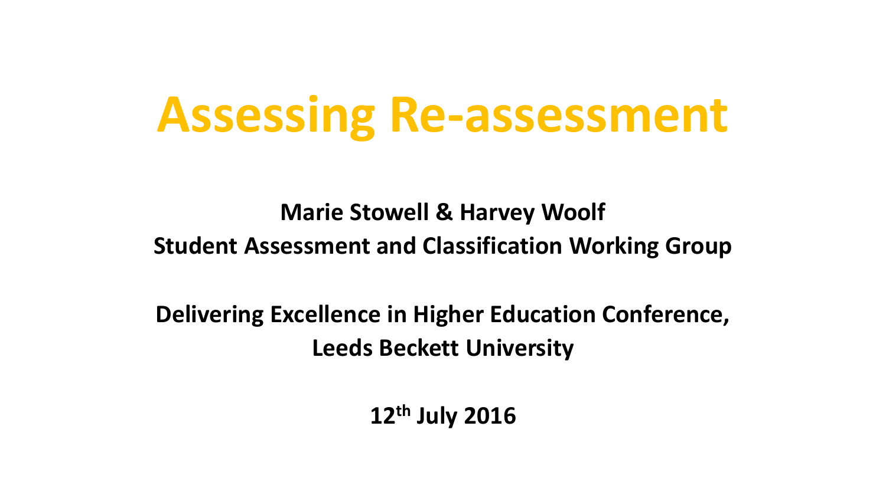# Assessing Re-assessment

**Marie Stowell & Harvey Woolf**

**Student Assessment and Classification Working Group**

**Delivering Excellence in Higher Education Conference, Leeds Beckett University**

**12th July 2016**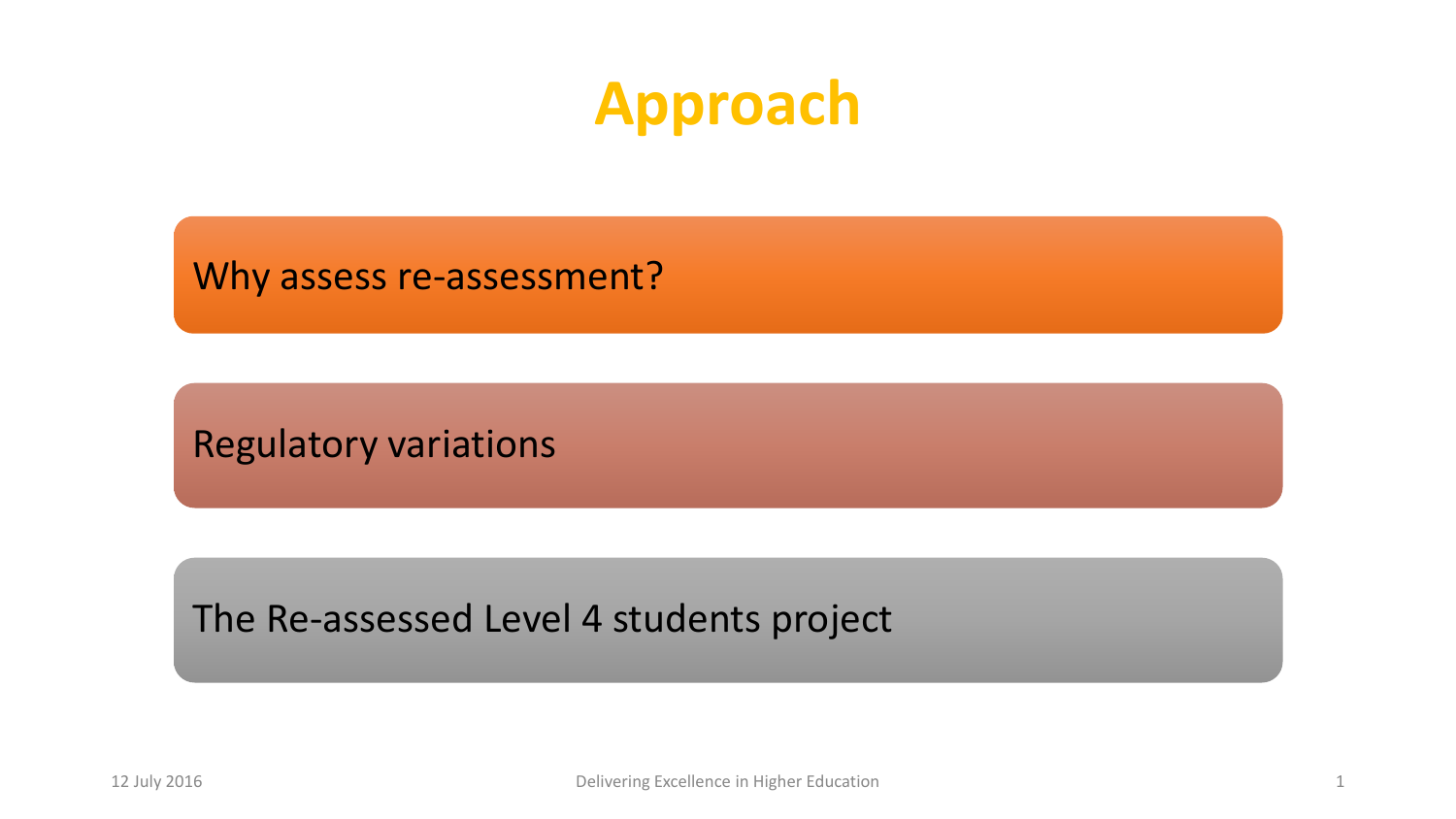# Approach

- Why assess re-assessment?
- Regulatory variations
- The Re-assessed Level 4 students project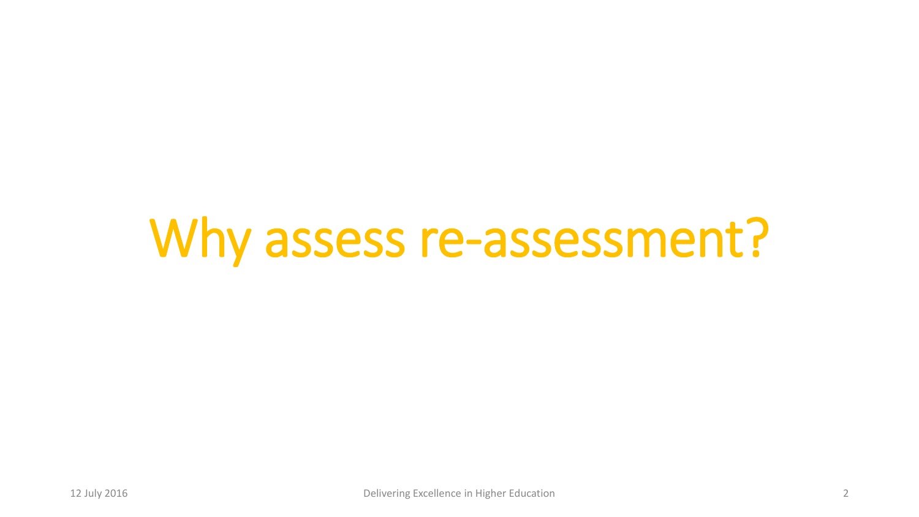# Why assess re-assessment?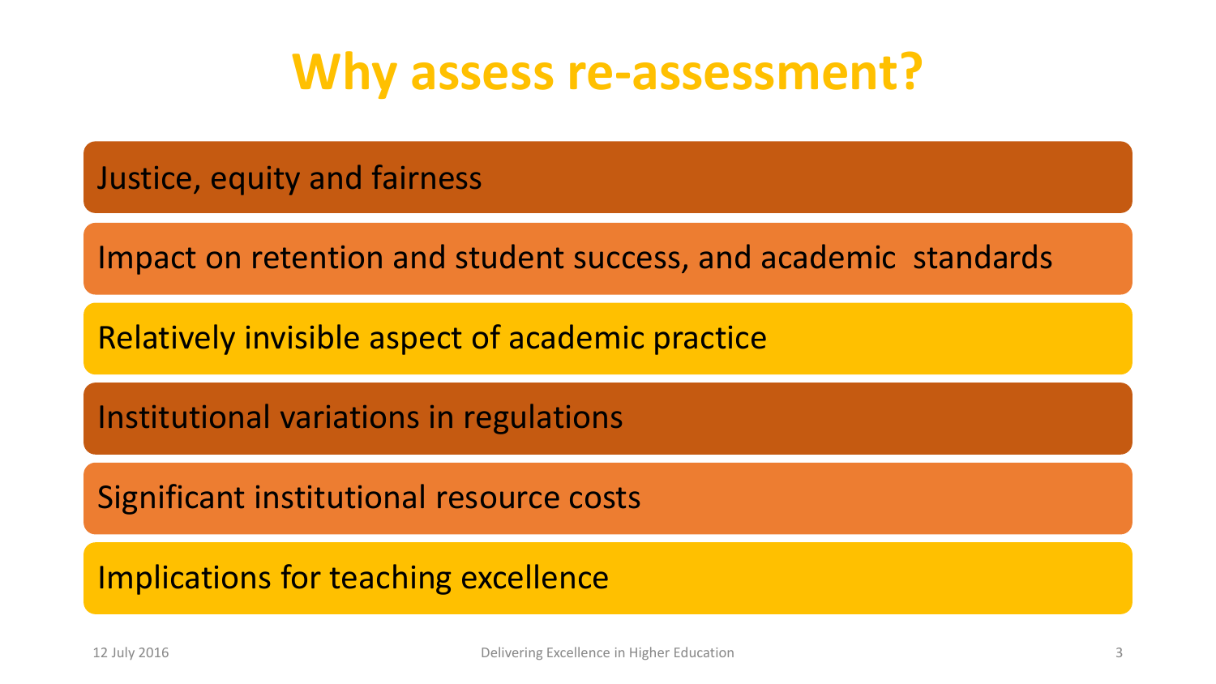# Why assess re-assessment?

- Justice, equity and fairness
- Impact on retention and student success, and academic standards
- Relatively invisible aspect of academic practice
- Institutional variations in regulations
- Significant institutional resource costs
- Implications for teaching excellence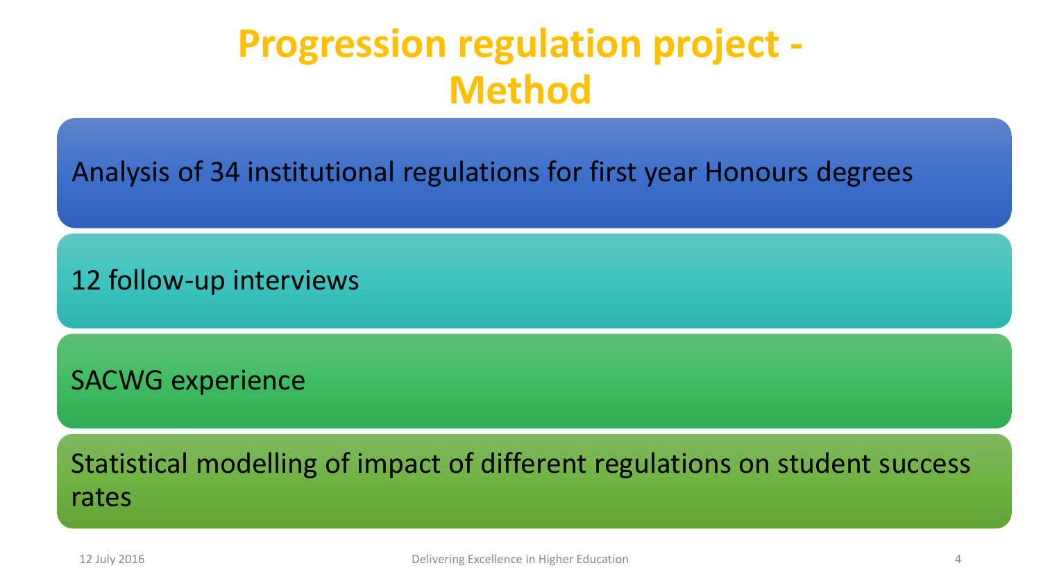# Progression regulation project - Method

- Analysis of 34 institutional regulations for first year Honours degrees
- 12 follow-up interviews
- SACWG experience
- Statistical modelling of impact of different regulations on student success rates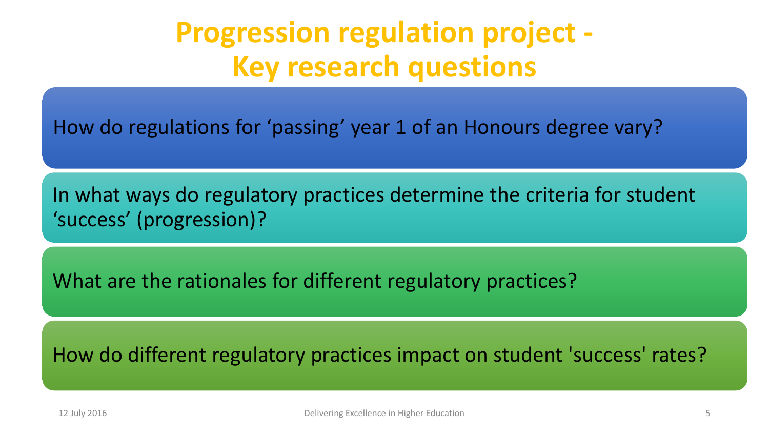# Progression regulation project - Key research questions

How do regulations for 'passing' year 1 of an Honours degree vary?

In what ways do regulatory practices determine the criteria for student 'success' (progression)?

What are the rationales for different regulatory practices?

How do different regulatory practices impact on student 'success' rates?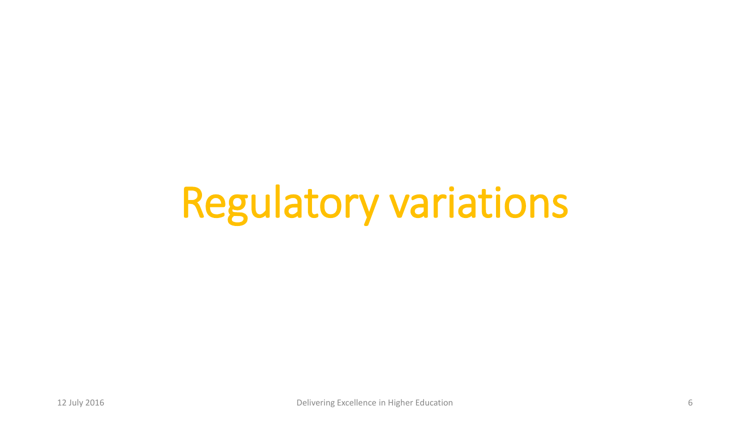# Regulatory variations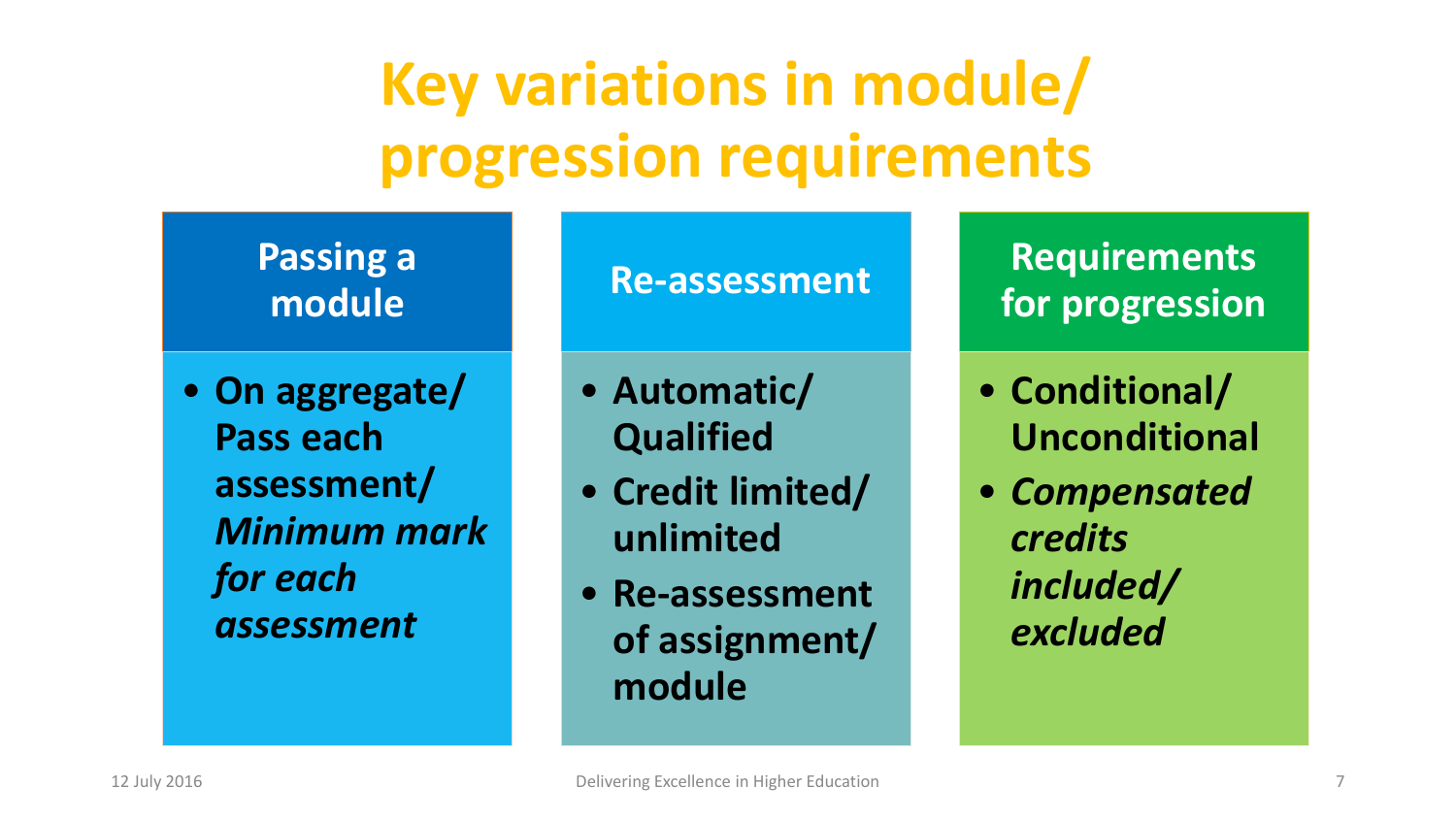# Key variations in module/ progression requirements

## Passing a module

- **On aggregate/ Pass each assessment/ *Minimum mark for each assessment***

## Re-assessment

- **Automatic/ Qualified**
- **Credit limited/ unlimited**
- **Re-assessment of assignment/ module**

## Requirements for progression

- **Conditional/ Unconditional**
- ***Compensated credits included/ excluded***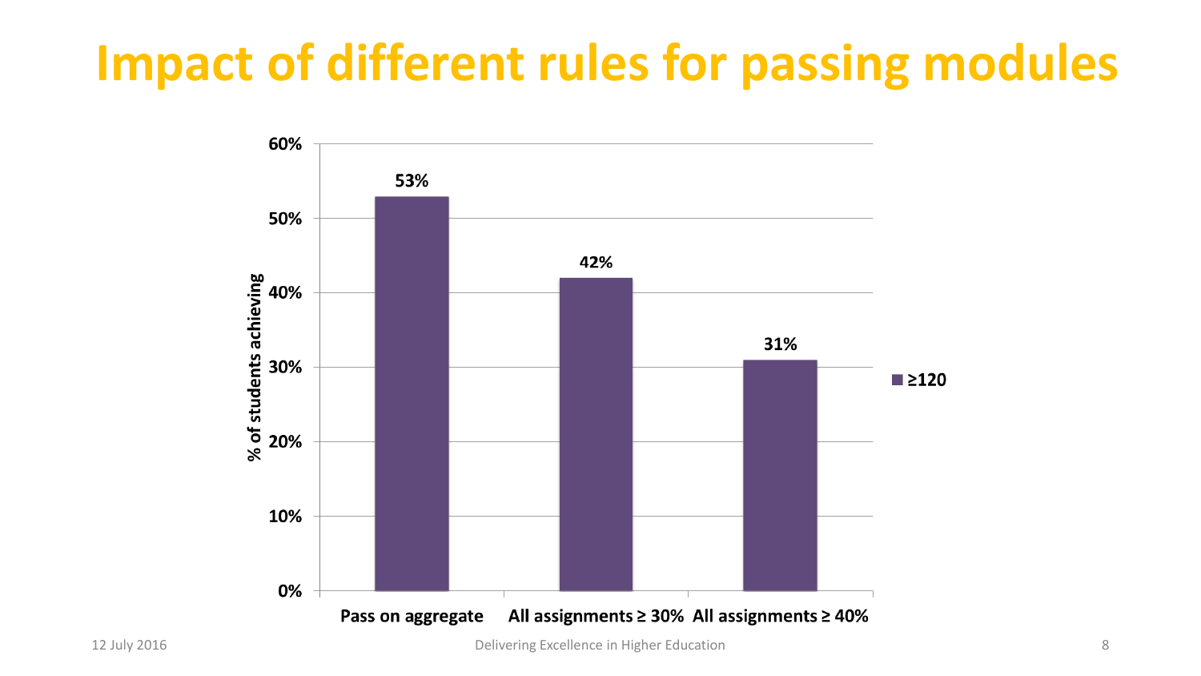# Impact of different rules for passing modules

| | ≥120 |
|---|---|
| Pass on aggregate | 53% |
| All assignments ≥ 30% | 42% |
| All assignments ≥ 40% | 31% |

% of students achieving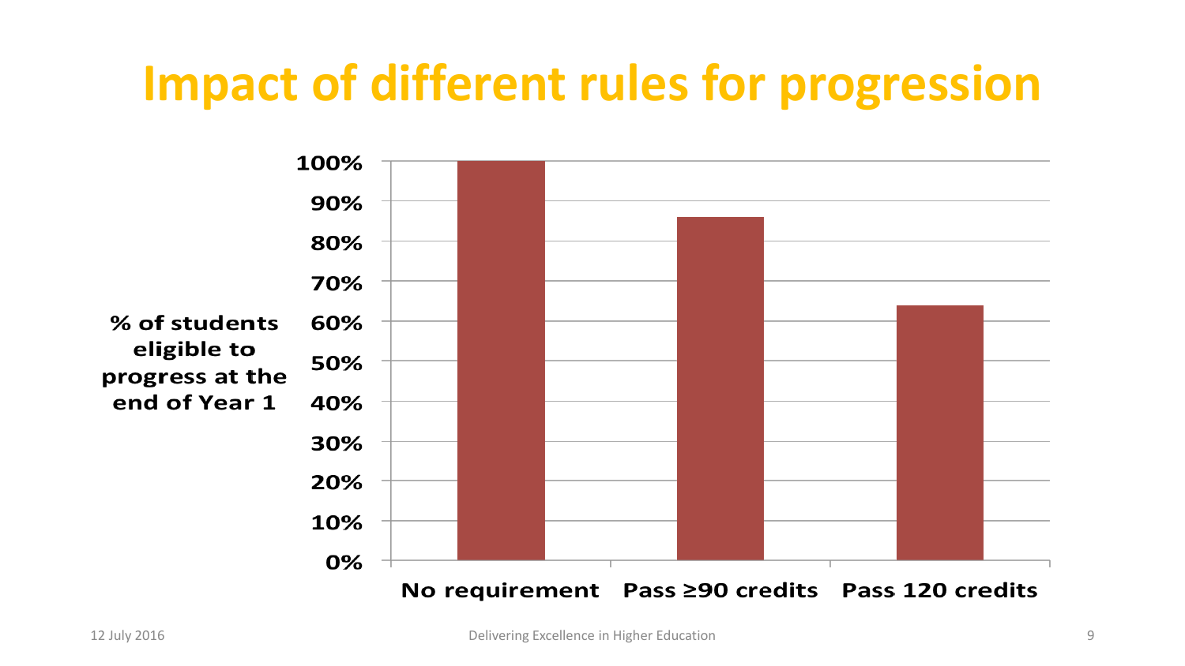# Impact of different rules for progression

% of students eligible to progress at the end of Year 1

| Rule | % of students eligible to progress at the end of Year 1 |
|---|---|
| No requirement | 100% |
| Pass ≥90 credits | ~86% |
| Pass 120 credits | ~64% |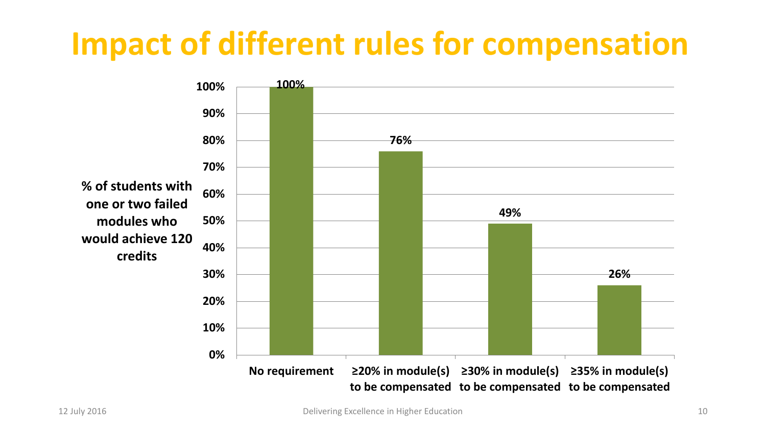# Impact of different rules for compensation

| Rule | % of students with one or two failed modules who would achieve 120 credits |
| --- | --- |
| No requirement | 100% |
| ≥20% in module(s) to be compensated | 76% |
| ≥30% in module(s) to be compensated | 49% |
| ≥35% in module(s) to be compensated | 26% |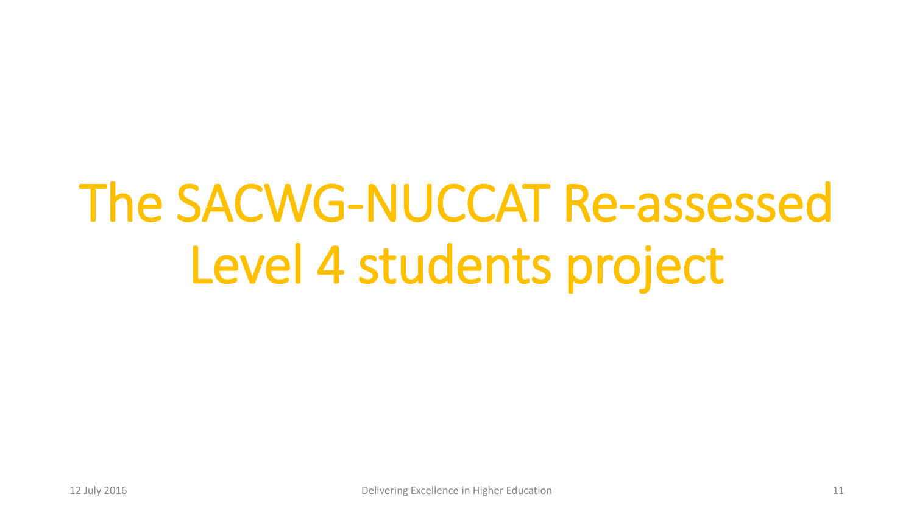# The SACWG-NUCCAT Re-assessed Level 4 students project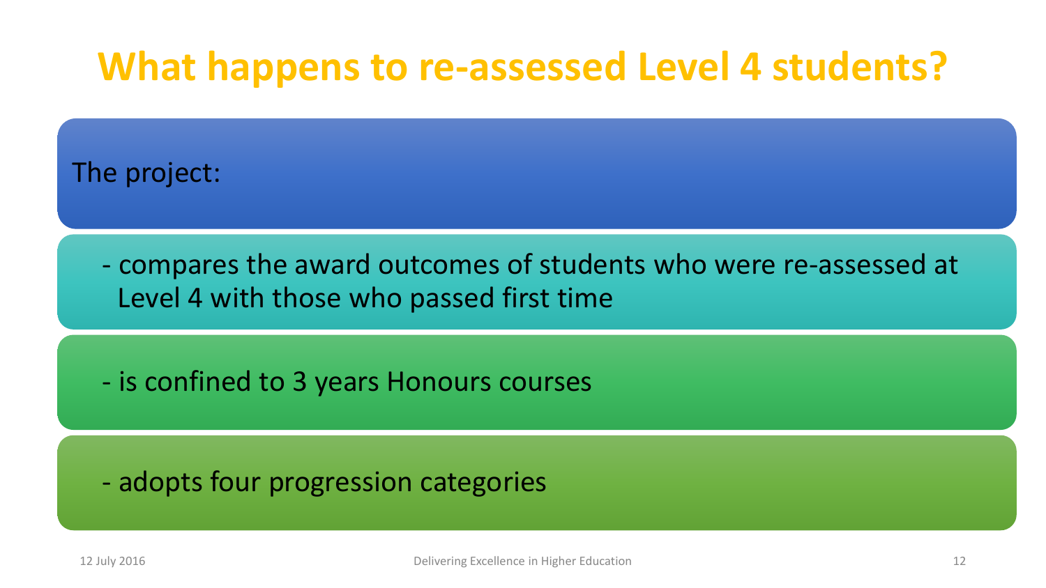# What happens to re-assessed Level 4 students?

The project:

- compares the award outcomes of students who were re-assessed at Level 4 with those who passed first time
- is confined to 3 years Honours courses
- adopts four progression categories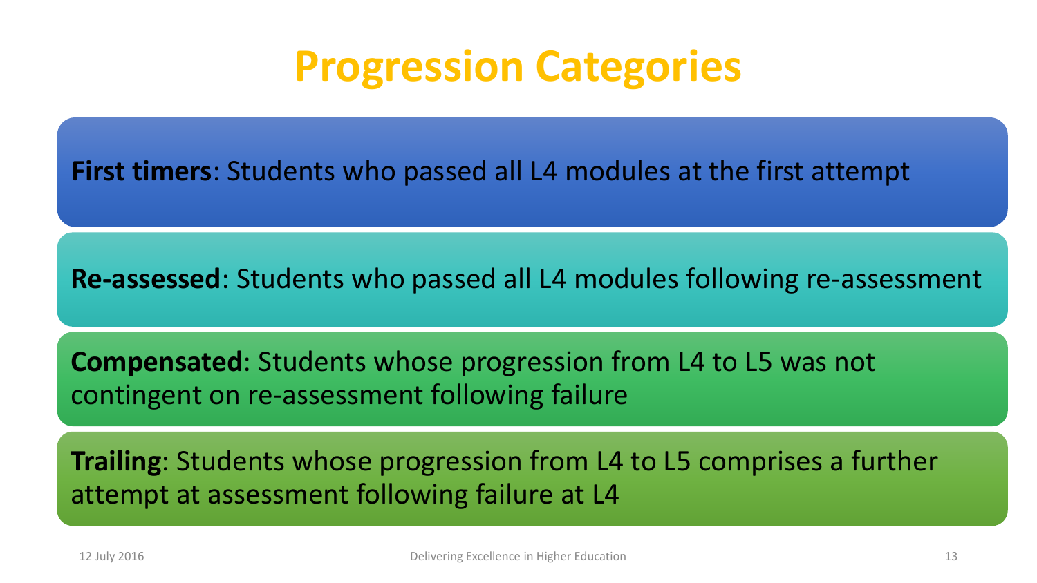# Progression Categories

**First timers**: Students who passed all L4 modules at the first attempt

**Re-assessed**: Students who passed all L4 modules following re-assessment

**Compensated**: Students whose progression from L4 to L5 was not contingent on re-assessment following failure

**Trailing**: Students whose progression from L4 to L5 comprises a further attempt at assessment following failure at L4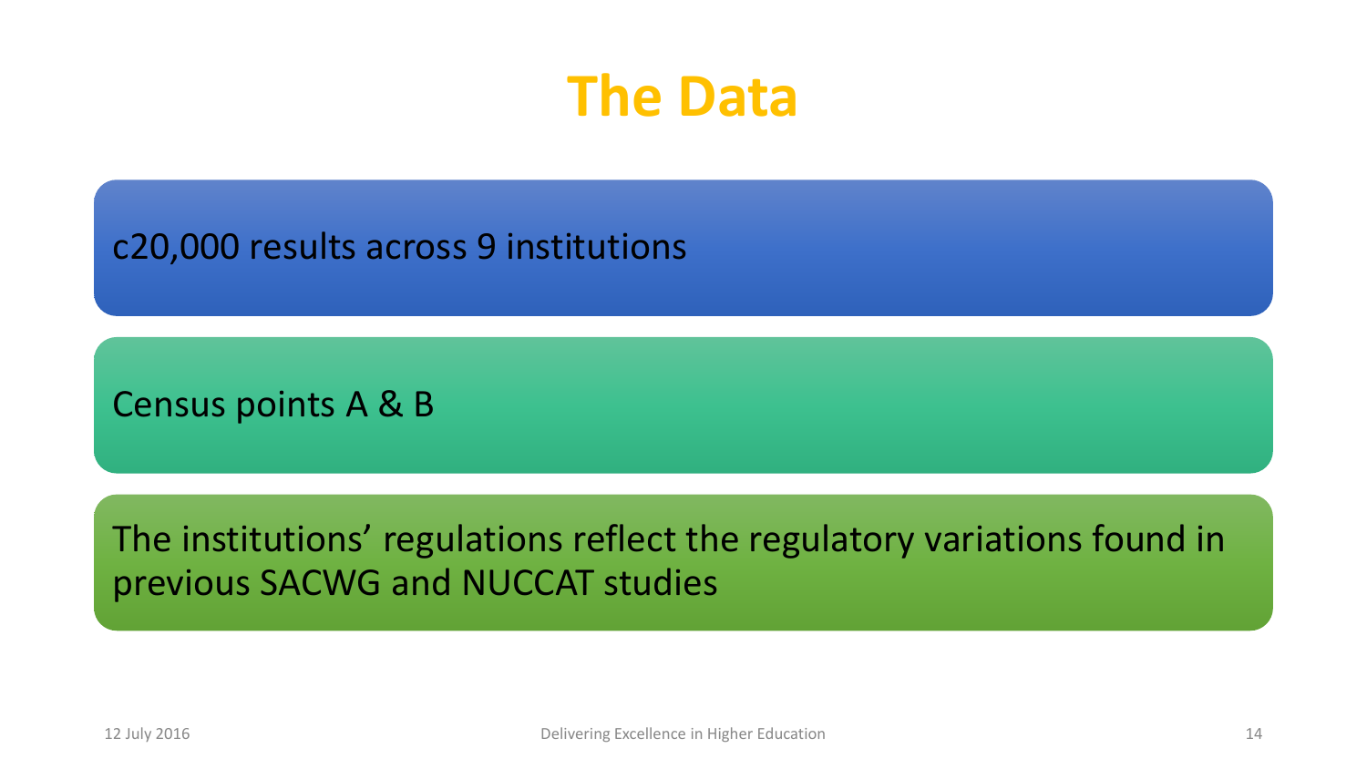# The Data

c20,000 results across 9 institutions

Census points A & B

The institutions’ regulations reflect the regulatory variations found in previous SACWG and NUCCAT studies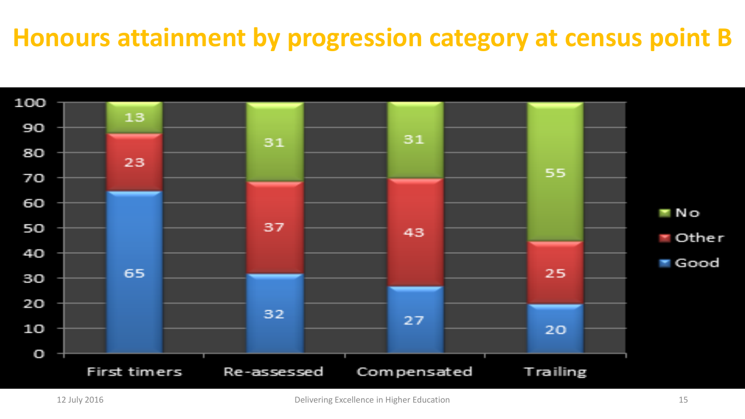# Honours attainment by progression category at census point B

| | First timers | Re-assessed | Compensated | Trailing |
|---|---|---|---|---|
| No | 13 | 31 | 31 | 55 |
| Other | 23 | 37 | 43 | 25 |
| Good | 65 | 32 | 27 | 20 |

12 July 2016

Delivering Excellence in Higher Education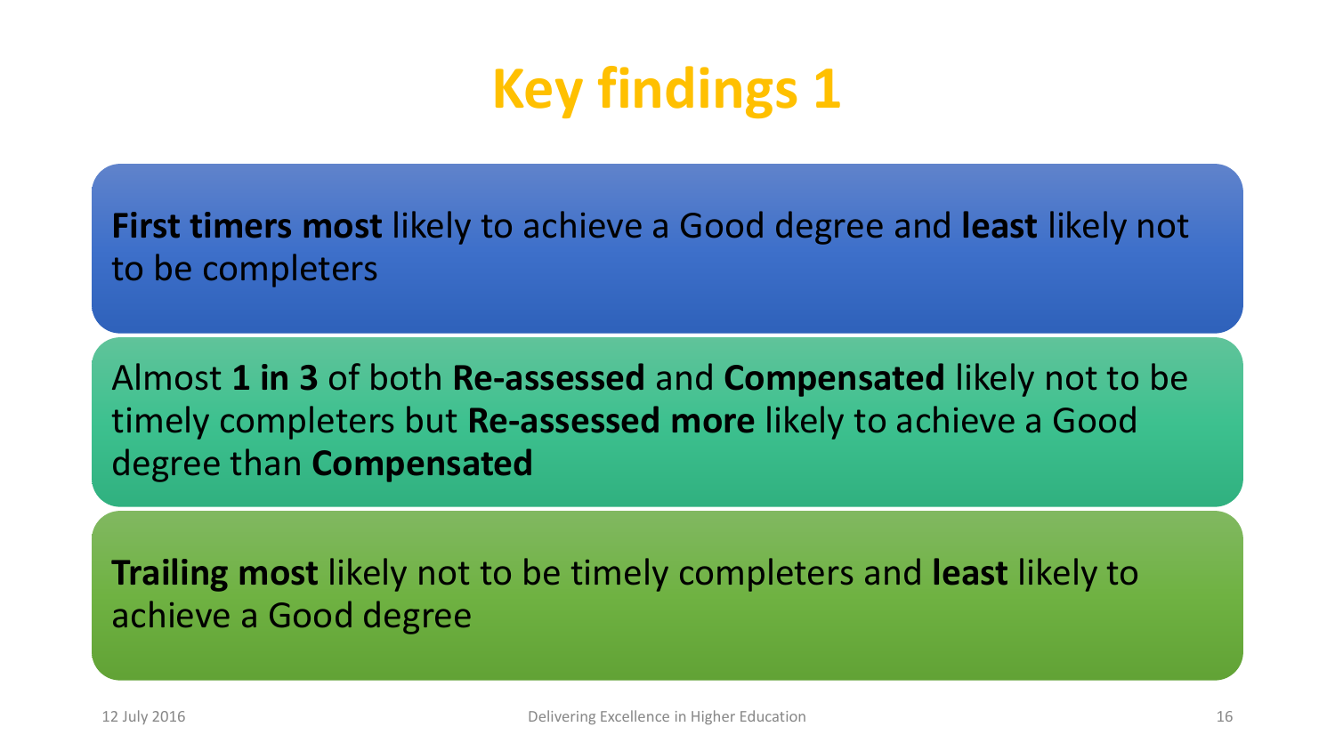# Key findings 1

**First timers most** likely to achieve a Good degree and **least** likely not to be completers

Almost **1 in 3** of both **Re-assessed** and **Compensated** likely not to be timely completers but **Re-assessed more** likely to achieve a Good degree than **Compensated**

**Trailing most** likely not to be timely completers and **least** likely to achieve a Good degree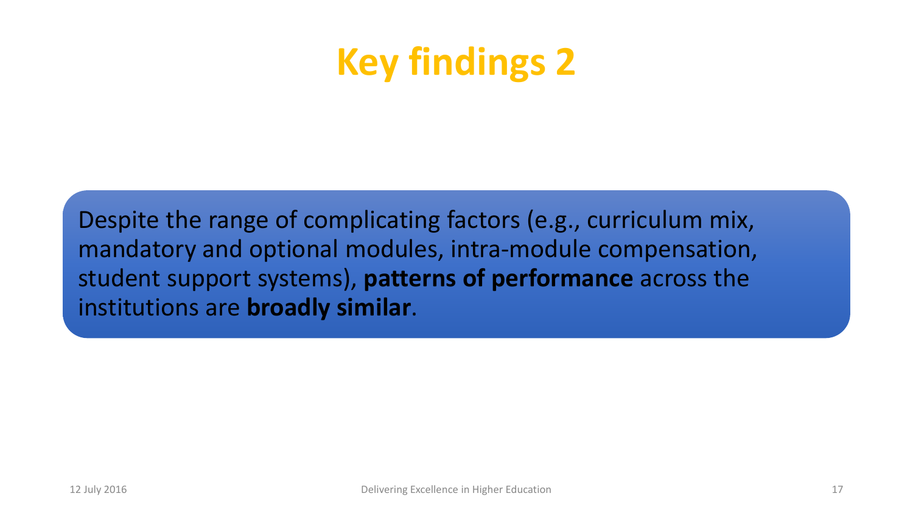# Key findings 2

Despite the range of complicating factors (e.g., curriculum mix, mandatory and optional modules, intra-module compensation, student support systems), **patterns of performance** across the institutions are **broadly similar**.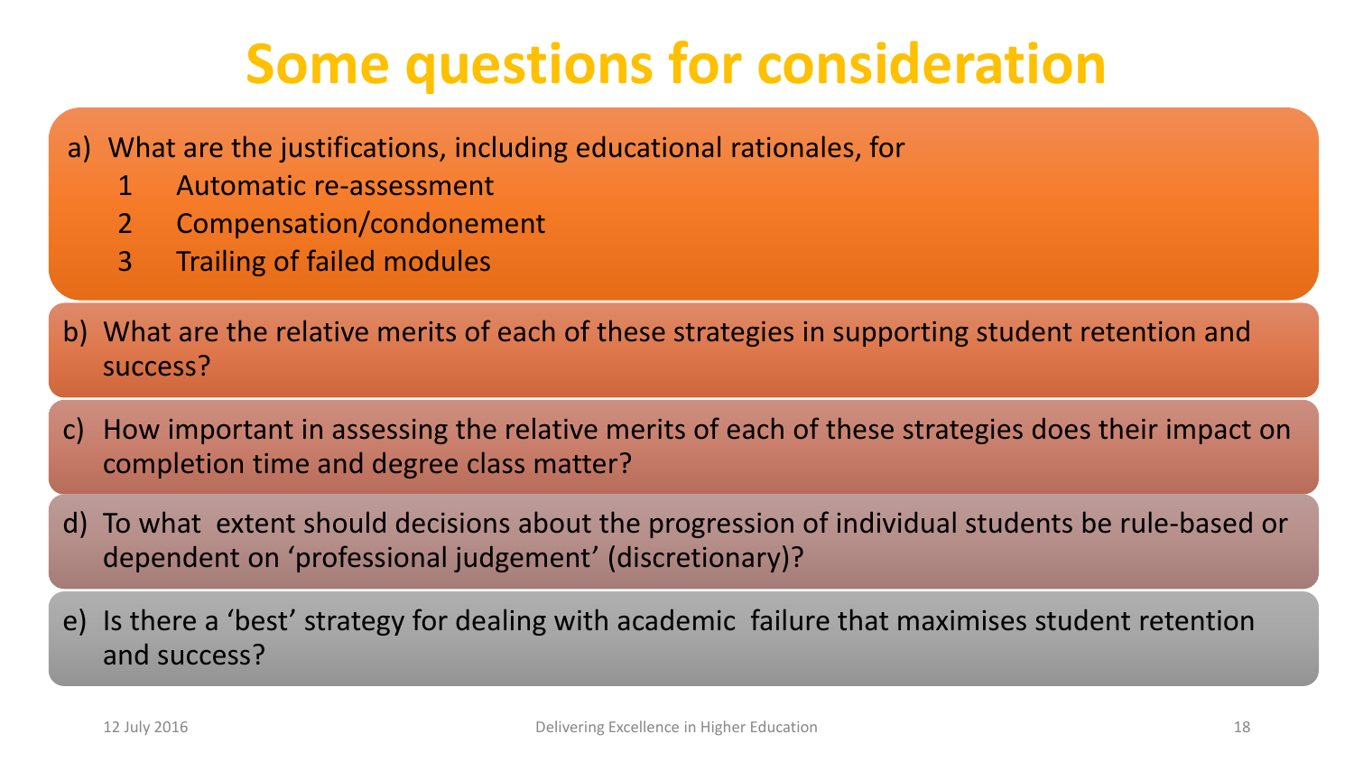# Some questions for consideration

a) What are the justifications, including educational rationales, for
   1. Automatic re-assessment
   2. Compensation/condonement
   3. Trailing of failed modules

b) What are the relative merits of each of these strategies in supporting student retention and success?

c) How important in assessing the relative merits of each of these strategies does their impact on completion time and degree class matter?

d) To what extent should decisions about the progression of individual students be rule-based or dependent on 'professional judgement' (discretionary)?

e) Is there a 'best' strategy for dealing with academic failure that maximises student retention and success?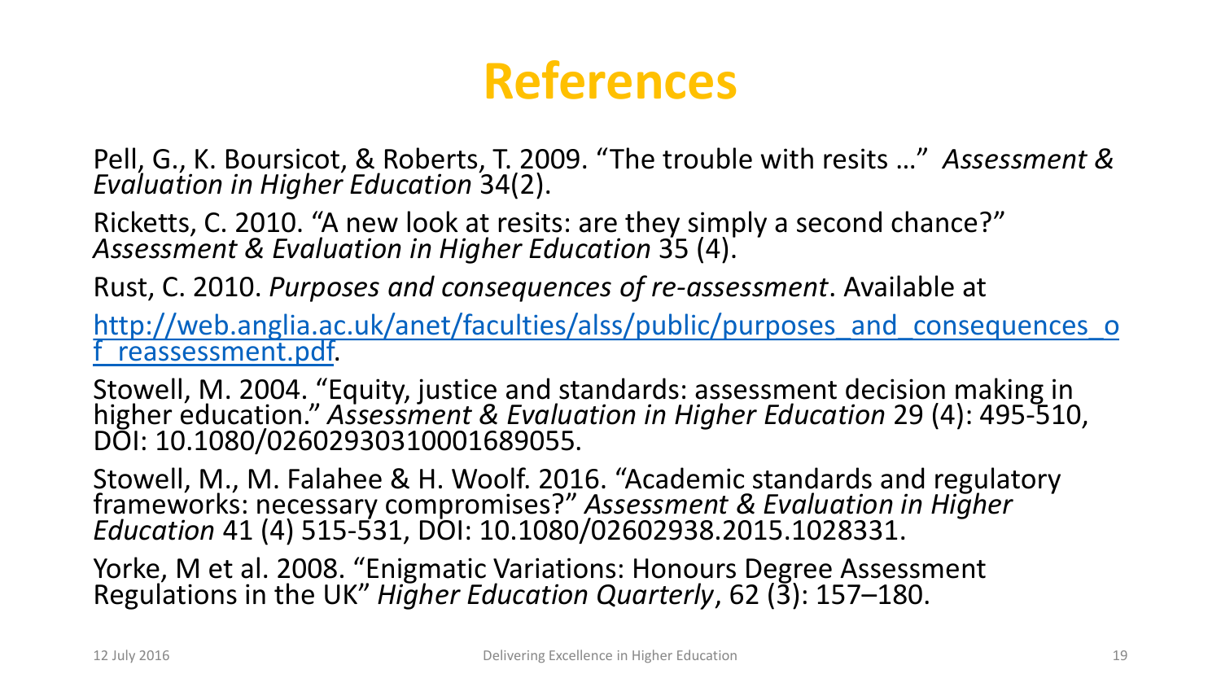# References

Pell, G., K. Boursicot, & Roberts, T. 2009. "The trouble with resits …" *Assessment & Evaluation in Higher Education* 34(2).

Ricketts, C. 2010. "A new look at resits: are they simply a second chance?" *Assessment & Evaluation in Higher Education* 35 (4).

Rust, C. 2010. *Purposes and consequences of re-assessment*. Available at

[http://web.anglia.ac.uk/anet/faculties/alss/public/purposes_and_consequences_of_reassessment.pdf](http://web.anglia.ac.uk/anet/faculties/alss/public/purposes_and_consequences_of_reassessment.pdf).

Stowell, M. 2004. "Equity, justice and standards: assessment decision making in higher education." *Assessment & Evaluation in Higher Education* 29 (4): 495-510, DOI: 10.1080/0260293042000197546.

Stowell, M., M. Falahee & H. Woolf. 2016. "Academic standards and regulatory frameworks: necessary compromises?" *Assessment & Evaluation in Higher Education* 41 (4) 515-531, DOI: 10.1080/02602938.2015.1028331.

Yorke, M et al. 2008. "Enigmatic Variations: Honours Degree Assessment Regulations in the UK" *Higher Education Quarterly*, 62 (3): 157–180.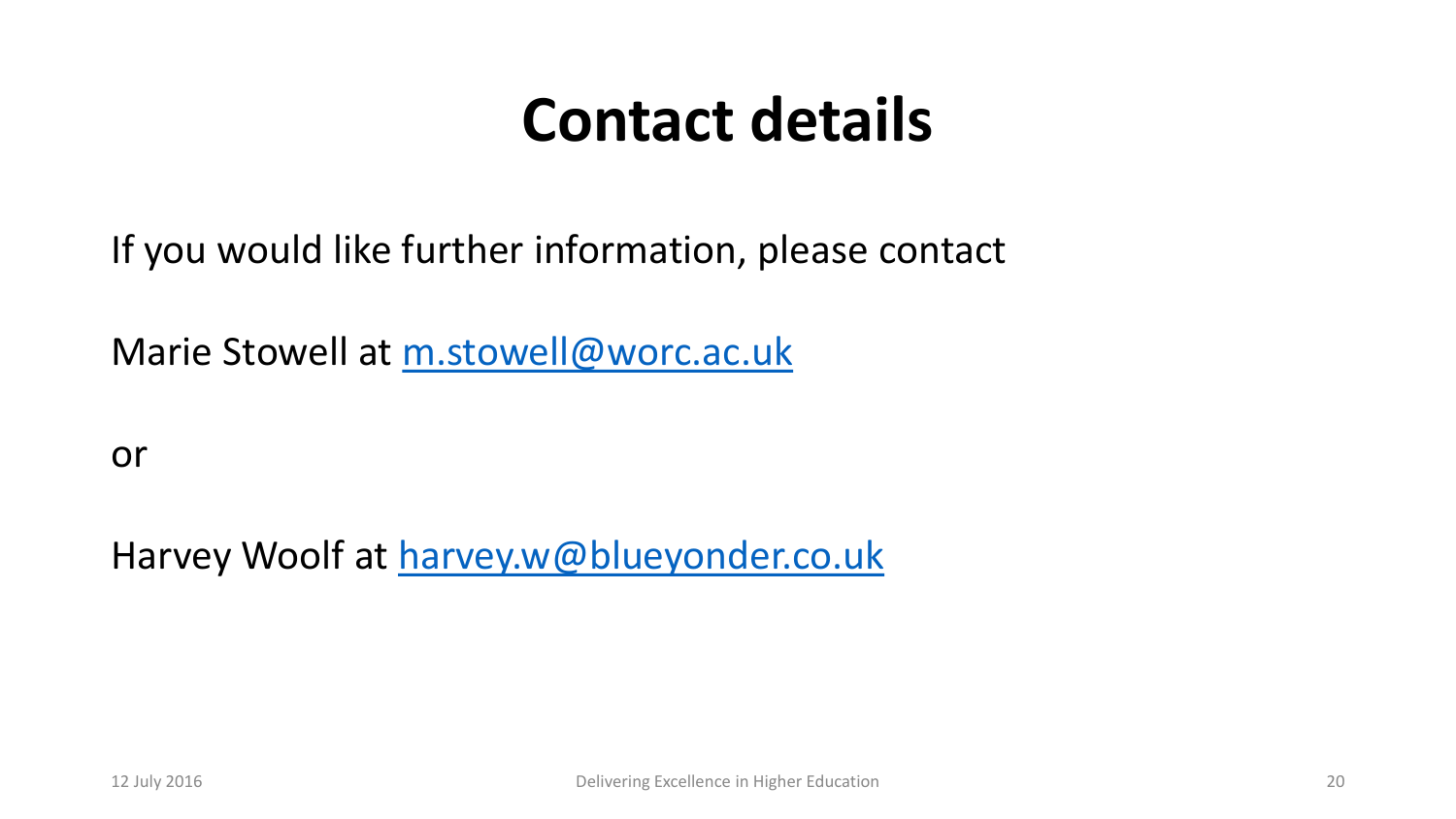# Contact details

If you would like further information, please contact

Marie Stowell at m.stowell@worc.ac.uk

or

Harvey Woolf at harvey.w@blueyonder.co.uk